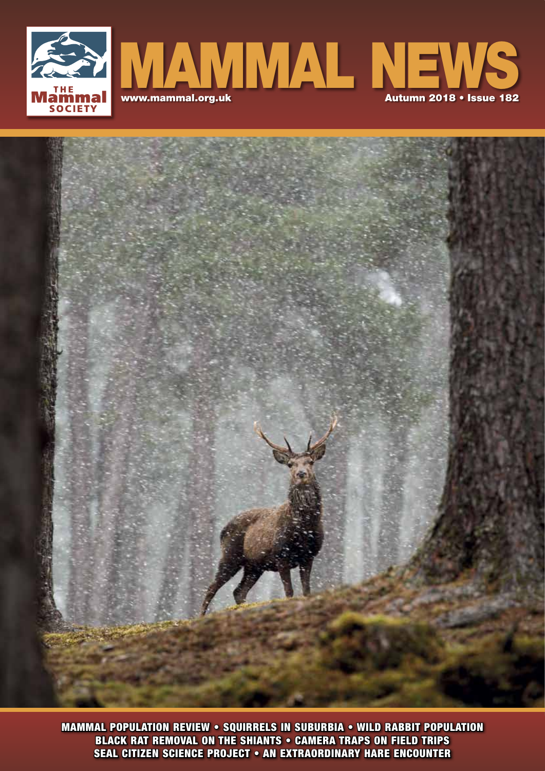# MAMMAL NEWS

THE Mammal SOCIETY

www.mammal.org.uk

Autumn 2018 • Issue 182

**MAMMAL POPULATION REVIEW • SQUIRRELS IN SUBURBIA • WILD RABBIT POPULATION**
**BLACK RAT REMOVAL ON THE SHIANTS • CAMERA TRAPS ON FIELD TRIPS**
**SEAL CITIZEN SCIENCE PROJECT • AN EXTRAORDINARY HARE ENCOUNTER**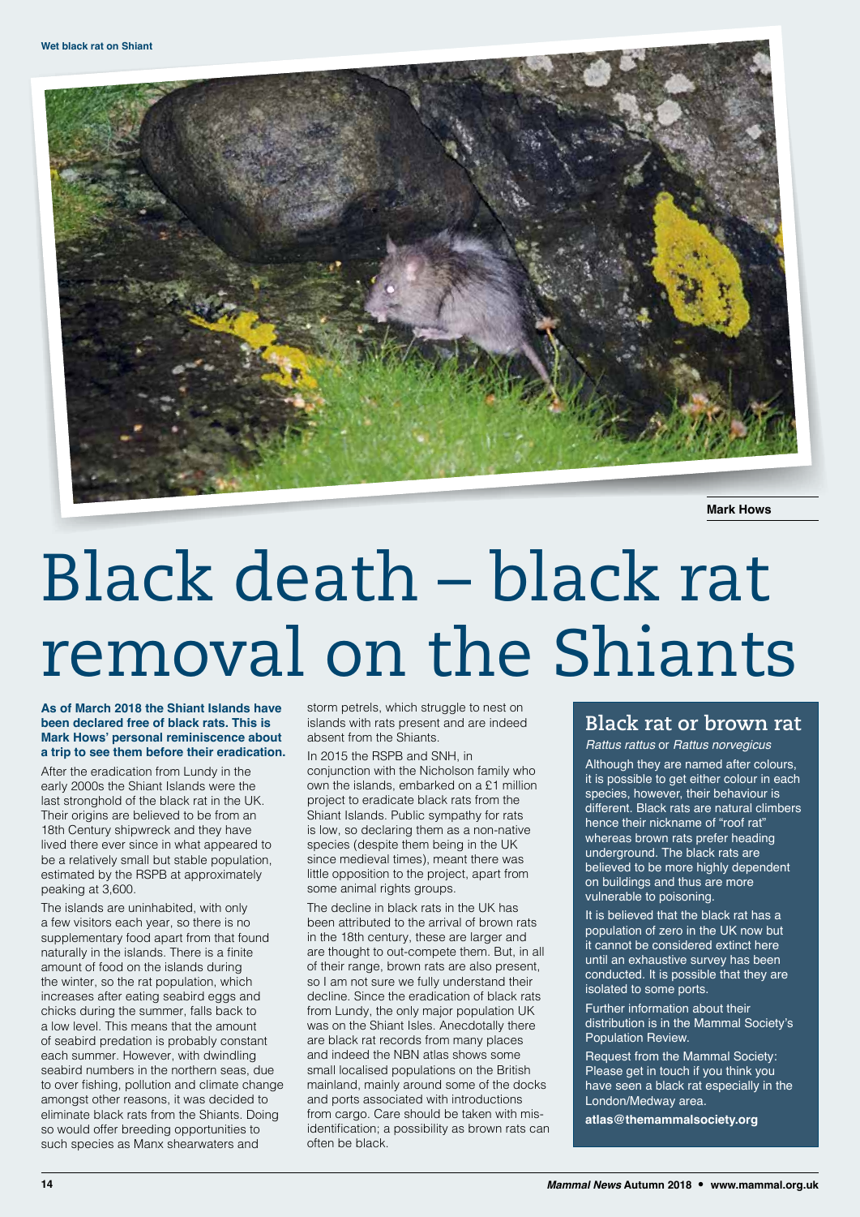Wet black rat on Shiant

Mark Hows

# Black death – black rat removal on the Shiants

**As of March 2018 the Shiant Islands have been declared free of black rats. This is Mark Hows' personal reminiscence about a trip to see them before their eradication.**

After the eradication from Lundy in the early 2000s the Shiant Islands were the last stronghold of the black rat in the UK. Their origins are believed to be from an 18th Century shipwreck and they have lived there ever since in what appeared to be a relatively small but stable population, estimated by the RSPB at approximately peaking at 3,600.

The islands are uninhabited, with only a few visitors each year, so there is no supplementary food apart from that found naturally in the islands. There is a finite amount of food on the islands during the winter, so the rat population, which increases after eating seabird eggs and chicks during the summer, falls back to a low level. This means that the amount of seabird predation is probably constant each summer. However, with dwindling seabird numbers in the northern seas, due to over fishing, pollution and climate change amongst other reasons, it was decided to eliminate black rats from the Shiants. Doing so would offer breeding opportunities to such species as Manx shearwaters and storm petrels, which struggle to nest on islands with rats present and are indeed absent from the Shiants.

In 2015 the RSPB and SNH, in conjunction with the Nicholson family who own the islands, embarked on a £1 million project to eradicate black rats from the Shiant Islands. Public sympathy for rats is low, so declaring them as a non-native species (despite them being in the UK since medieval times), meant there was little opposition to the project, apart from some animal rights groups.

The decline in black rats in the UK has been attributed to the arrival of brown rats in the 18th century, these are larger and are thought to out-compete them. But, in all of their range, brown rats are also present, so I am not sure we fully understand their decline. Since the eradication of black rats from Lundy, the only major population UK was on the Shiant Isles. Anecdotally there are black rat records from many places and indeed the NBN atlas shows some small localised populations on the British mainland, mainly around some of the docks and ports associated with introductions from cargo. Care should be taken with mis-identification; a possibility as brown rats can often be black.

## Black rat or brown rat

*Rattus rattus* or *Rattus norvegicus*

Although they are named after colours, it is possible to get either colour in each species, however, their behaviour is different. Black rats are natural climbers hence their nickname of "roof rat" whereas brown rats prefer heading underground. The black rats are believed to be more highly dependent on buildings and thus are more vulnerable to poisoning.

It is believed that the black rat has a population of zero in the UK now but it cannot be considered extinct here until an exhaustive survey has been conducted. It is possible that they are isolated to some ports.

Further information about their distribution is in the Mammal Society's Population Review.

Request from the Mammal Society: Please get in touch if you think you have seen a black rat especially in the London/Medway area.

**atlas@themammalsociety.org**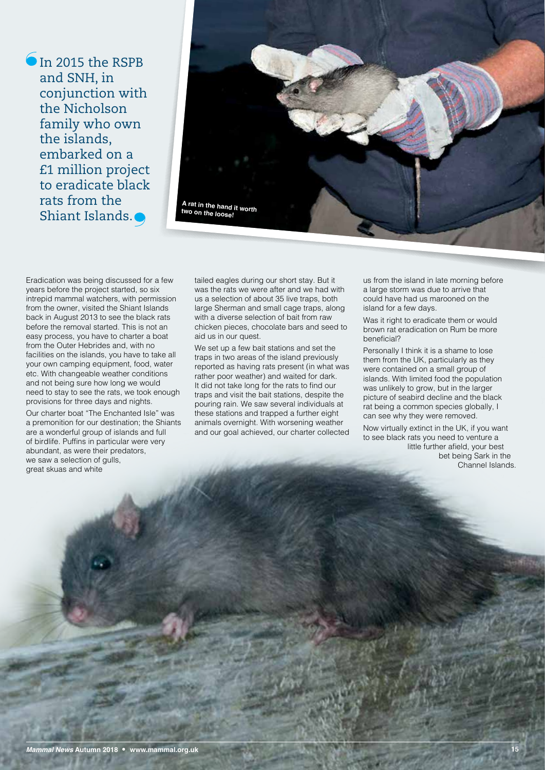> In 2015 the RSPB and SNH, in conjunction with the Nicholson family who own the islands, embarked on a £1 million project to eradicate black rats from the Shiant Islands.

A rat in the hand it worth two on the loose!

Eradication was being discussed for a few years before the project started, so six intrepid mammal watchers, with permission from the owner, visited the Shiant Islands back in August 2013 to see the black rats before the removal started. This is not an easy process, you have to charter a boat from the Outer Hebrides and, with no facilities on the islands, you have to take all your own camping equipment, food, water etc. With changeable weather conditions and not being sure how long we would need to stay to see the rats, we took enough provisions for three days and nights.

Our charter boat "The Enchanted Isle" was a premonition for our destination; the Shiants are a wonderful group of islands and full of birdlife. Puffins in particular were very abundant, as were their predators, we saw a selection of gulls, great skuas and white tailed eagles during our short stay. But it was the rats we were after and we had with us a selection of about 35 live traps, both large Sherman and small cage traps, along with a diverse selection of bait from raw chicken pieces, chocolate bars and seed to aid us in our quest.

We set up a few bait stations and set the traps in two areas of the island previously reported as having rats present (in what was rather poor weather) and waited for dark. It did not take long for the rats to find our traps and visit the bait stations, despite the pouring rain. We saw several individuals at these stations and trapped a further eight animals overnight. With worsening weather and our goal achieved, our charter collected us from the island in late morning before a large storm was due to arrive that could have had us marooned on the island for a few days.

Was it right to eradicate them or would brown rat eradication on Rum be more beneficial?

Personally I think it is a shame to lose them from the UK, particularly as they were contained on a small group of islands. With limited food the population was unlikely to grow, but in the larger picture of seabird decline and the black rat being a common species globally, I can see why they were removed.

Now virtually extinct in the UK, if you want to see black rats you need to venture a little further afield, your best bet being Sark in the Channel Islands.